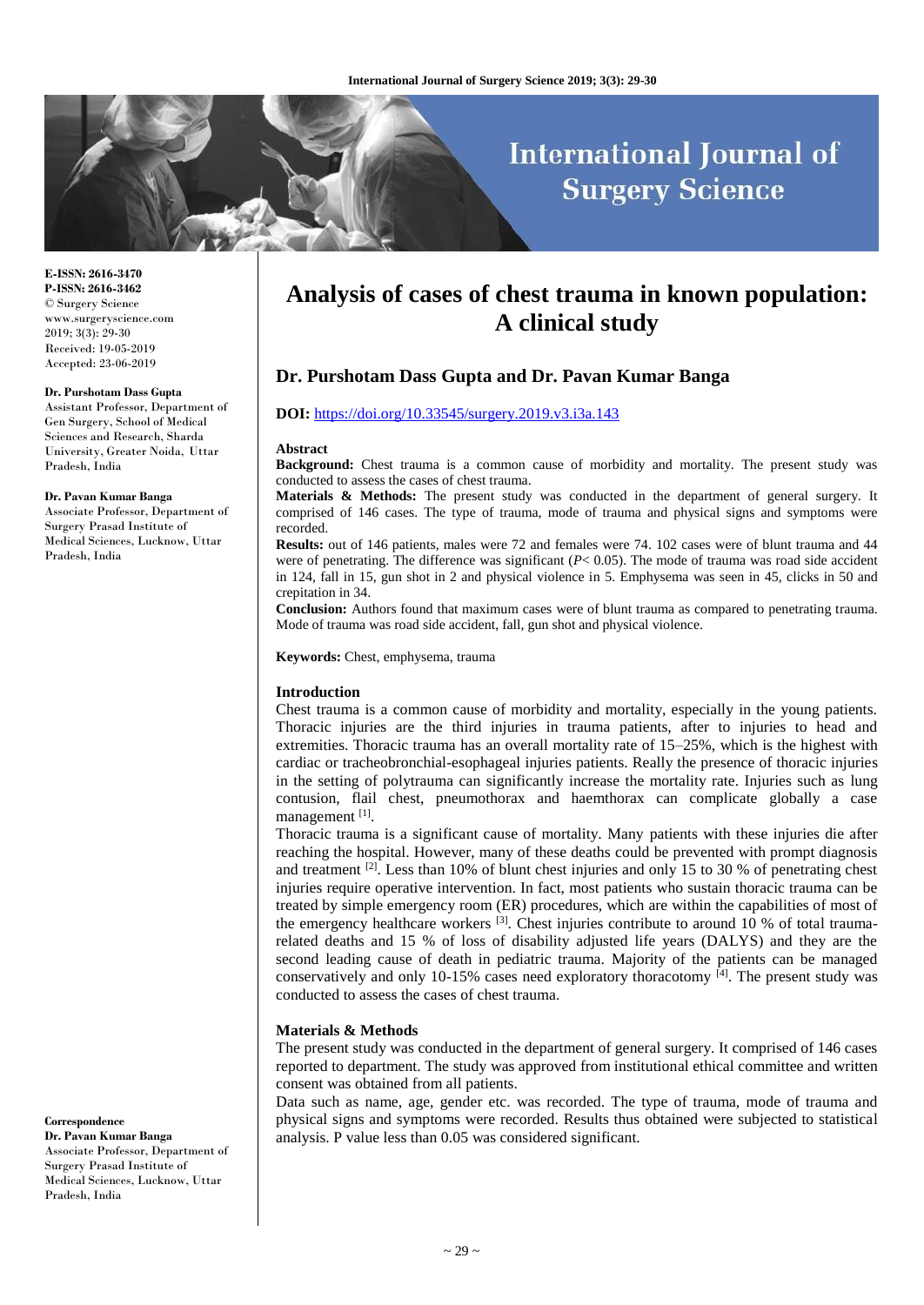# Analysis of cases of chest trauma in known population: A clinical study

## Dr. Purshotam Dass Gupta and Dr. Pavan Kumar Banga

**DOI:** https://doi.org/10.33545/surgery.2019.v3.i3a.143

**E-ISSN: 2616-3470**
**P-ISSN: 2616-3462**
© Surgery Science
www.surgeryscience.com
2019; 3(3): 29-30
Received: 19-05-2019
Accepted: 23-06-2019

**Dr. Purshotam Dass Gupta**
Assistant Professor, Department of Gen Surgery, School of Medical Sciences and Research, Sharda University, Greater Noida, Uttar Pradesh, India

**Dr. Pavan Kumar Banga**
Associate Professor, Department of Surgery Prasad Institute of Medical Sciences, Lucknow, Uttar Pradesh, India

**Correspondence**
**Dr. Pavan Kumar Banga**
Associate Professor, Department of Surgery Prasad Institute of Medical Sciences, Lucknow, Uttar Pradesh, India

### Abstract

**Background:** Chest trauma is a common cause of morbidity and mortality. The present study was conducted to assess the cases of chest trauma.

**Materials & Methods:** The present study was conducted in the department of general surgery. It comprised of 146 cases. The type of trauma, mode of trauma and physical signs and symptoms were recorded.

**Results:** out of 146 patients, males were 72 and females were 74. 102 cases were of blunt trauma and 44 were of penetrating. The difference was significant ($P< 0.05$). The mode of trauma was road side accident in 124, fall in 15, gun shot in 2 and physical violence in 5. Emphysema was seen in 45, clicks in 50 and crepitation in 34.

**Conclusion:** Authors found that maximum cases were of blunt trauma as compared to penetrating trauma. Mode of trauma was road side accident, fall, gun shot and physical violence.

**Keywords:** Chest, emphysema, trauma

### Introduction

Chest trauma is a common cause of morbidity and mortality, especially in the young patients. Thoracic injuries are the third injuries in trauma patients, after to injuries to head and extremities. Thoracic trauma has an overall mortality rate of 15–25%, which is the highest with cardiac or tracheobronchial-esophageal injuries patients. Really the presence of thoracic injuries in the setting of polytrauma can significantly increase the mortality rate. Injuries such as lung contusion, flail chest, pneumothorax and haemthorax can complicate globally a case management [1].

Thoracic trauma is a significant cause of mortality. Many patients with these injuries die after reaching the hospital. However, many of these deaths could be prevented with prompt diagnosis and treatment [2]. Less than 10% of blunt chest injuries and only 15 to 30 % of penetrating chest injuries require operative intervention. In fact, most patients who sustain thoracic trauma can be treated by simple emergency room (ER) procedures, which are within the capabilities of most of the emergency healthcare workers [3]. Chest injuries contribute to around 10 % of total trauma-related deaths and 15 % of loss of disability adjusted life years (DALYS) and they are the second leading cause of death in pediatric trauma. Majority of the patients can be managed conservatively and only 10-15% cases need exploratory thoracotomy [4]. The present study was conducted to assess the cases of chest trauma.

### Materials & Methods

The present study was conducted in the department of general surgery. It comprised of 146 cases reported to department. The study was approved from institutional ethical committee and written consent was obtained from all patients.

Data such as name, age, gender etc. was recorded. The type of trauma, mode of trauma and physical signs and symptoms were recorded. Results thus obtained were subjected to statistical analysis. P value less than 0.05 was considered significant.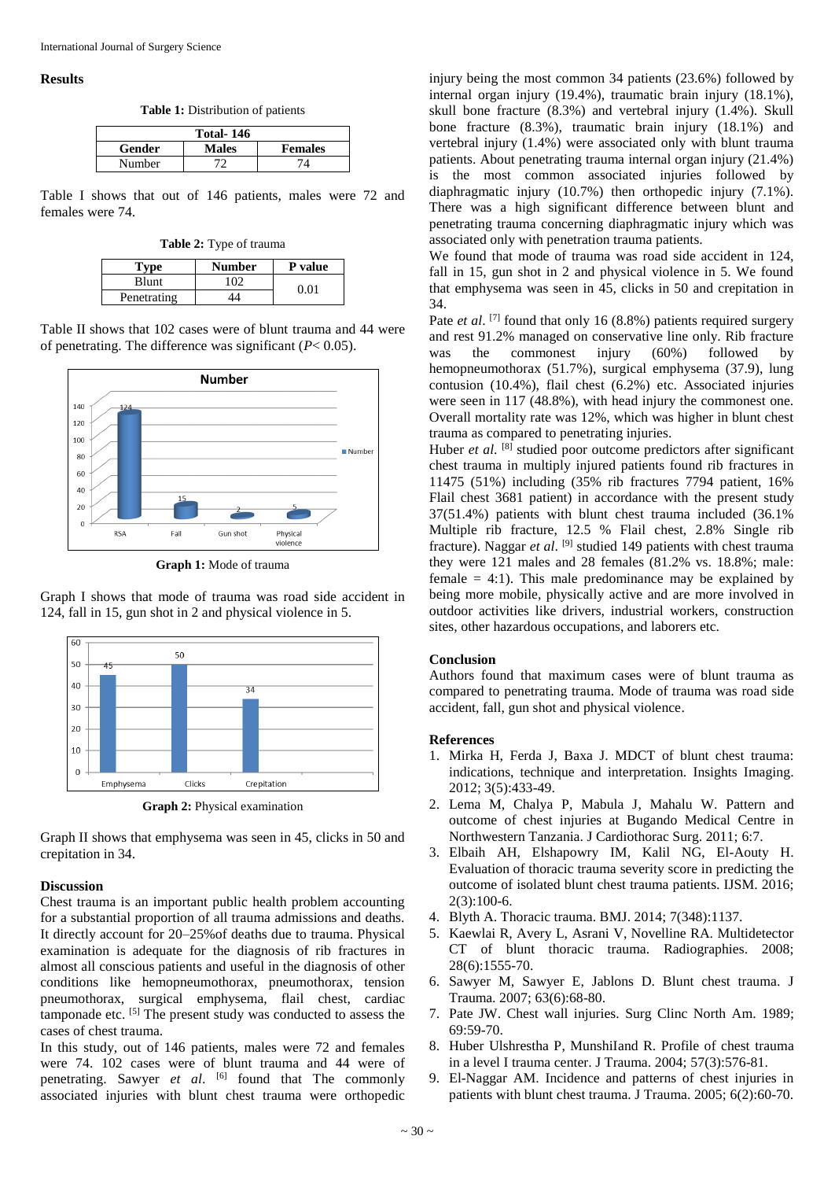## Results

**Table 1:** Distribution of patients

| Total- 146 | | |
|---|---|---|
| **Gender** | **Males** | **Females** |
| Number | 72 | 74 |

Table I shows that out of 146 patients, males were 72 and females were 74.

**Table 2:** Type of trauma

| Type | Number | P value |
|---|---|---|
| Blunt | 102 | 0.01 |
| Penetrating | 44 | |

Table II shows that 102 cases were of blunt trauma and 44 were of penetrating. The difference was significant ($P< 0.05$).

Number

140
120
100
80
60
40
20
0

124
15
2
5

RSA
Fall
Gun shot
Physical violence

Number

**Graph 1:** Mode of trauma

Graph I shows that mode of trauma was road side accident in 124, fall in 15, gun shot in 2 and physical violence in 5.

60
50
40
30
20
10
0

45
50
34

Emphysema
Clicks
Crepitation

**Graph 2:** Physical examination

Graph II shows that emphysema was seen in 45, clicks in 50 and crepitation in 34.

## Discussion

Chest trauma is an important public health problem accounting for a substantial proportion of all trauma admissions and deaths. It directly account for 20–25%of deaths due to trauma. Physical examination is adequate for the diagnosis of rib fractures in almost all conscious patients and useful in the diagnosis of other conditions like hemopneumothorax, pneumothorax, tension pneumothorax, surgical emphysema, flail chest, cardiac tamponade etc. [5] The present study was conducted to assess the cases of chest trauma.

In this study, out of 146 patients, males were 72 and females were 74. 102 cases were of blunt trauma and 44 were of penetrating. Sawyer *et al*. [6] found that the commonly associated injuries with blunt chest trauma were orthopedic injury being the most common 34 patients (23.6%) followed by internal organ injury (19.4%), traumatic brain injury (18.1%), skull bone fracture (8.3%) and vertebral injury (1.4%). Skull bone fracture (8.3%), traumatic brain injury (18.1%) and vertebral injury (1.4%) were associated only with blunt trauma patients. About penetrating trauma internal organ injury (21.4%) is the most common associated injuries followed by diaphragmatic injury (10.7%) then orthopedic injury (7.1%). There was a high significant difference between blunt and penetrating trauma concerning diaphragmatic injury which was associated only with penetration trauma patients.

We found that mode of trauma was road side accident in 124, fall in 15, gun shot in 2 and physical violence in 5. We found that emphysema was seen in 45, clicks in 50 and crepitation in 34.

Pate *et al*. [7] found that only 16 (8.8%) patients required surgery and rest 91.2% managed on conservative line only. Rib fracture was the commonest injury (60%) followed by hemopneumothorax (51.7%), surgical emphysema (37.9), lung contusion (10.4%), flail chest (6.2%) etc. Associated injuries were seen in 117 (48.8%), with head injury the commonest one. Overall mortality rate was 12%, which was higher in blunt chest trauma as compared to penetrating injuries.

Huber *et al*. [8] studied poor outcome predictors after significant chest trauma in multiply injured patients found rib fractures in 11475 (51%) including (35% rib fractures 7794 patient, 16% Flail chest 3681 patient) in accordance with the present study 37(51.4%) patients with blunt chest trauma included (36.1% Multiple rib fracture, 12.5 % Flail chest, 2.8% Single rib fracture). Naggar *et al*. [9] studied 149 patients with chest trauma they were 121 males and 28 females (81.2% vs. 18.8%; male: female = 4:1). This male predominance may be explained by being more mobile, physically active and are more involved in outdoor activities like drivers, industrial workers, construction sites, other hazardous occupations, and laborers etc.

## Conclusion

Authors found that maximum cases were of blunt trauma as compared to penetrating trauma. Mode of trauma was road side accident, fall, gun shot and physical violence.

## References

1. Mirka H, Ferda J, Baxa J. MDCT of blunt chest trauma: indications, technique and interpretation. Insights Imaging. 2012; 3(5):433-49.
2. Lema M, Chalya P, Mabula J, Mahalu W. Pattern and outcome of chest injuries at Bugando Medical Centre in Northwestern Tanzania. J Cardiothorac Surg. 2011; 6:7.
3. Elbaih AH, Elshapowry IM, Kalil NG, El-Aouty H. Evaluation of thoracic trauma severity score in predicting the outcome of isolated blunt chest trauma patients. IJSM. 2016; 2(3):100-6.
4. Blyth A. Thoracic trauma. BMJ. 2014; 7(348):1137.
5. Kaewlai R, Avery L, Asrani V, Novelline RA. Multidetector CT of blunt thoracic trauma. Radiographies. 2008; 28(6):1555-70.
6. Sawyer M, Sawyer E, Jablons D. Blunt chest trauma. J Trauma. 2007; 63(6):68-80.
7. Pate JW. Chest wall injuries. Surg Clinc North Am. 1989; 69:59-70.
8. Huber Ulshrestha P, MunshiIand R. Profile of chest trauma in a level I trauma center. J Trauma. 2004; 57(3):576-81.
9. El-Naggar AM. Incidence and patterns of chest injuries in patients with blunt chest trauma. J Trauma. 2005; 6(2):60-70.